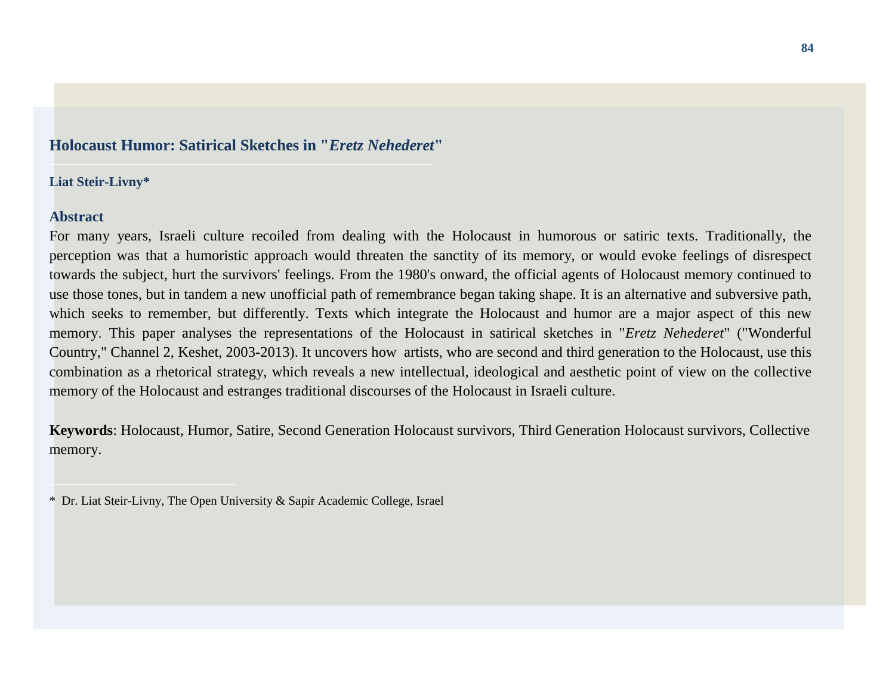# Holocaust Humor: Satirical Sketches in "*Eretz Nehederet*"

**Liat Steir-Livny***

## Abstract

For many years, Israeli culture recoiled from dealing with the Holocaust in humorous or satiric texts. Traditionally, the perception was that a humoristic approach would threaten the sanctity of its memory, or would evoke feelings of disrespect towards the subject, hurt the survivors' feelings. From the 1980's onward, the official agents of Holocaust memory continued to use those tones, but in tandem a new unofficial path of remembrance began taking shape. It is an alternative and subversive path, which seeks to remember, but differently. Texts which integrate the Holocaust and humor are a major aspect of this new memory. This paper analyses the representations of the Holocaust in satirical sketches in "*Eretz Nehederet*" ("Wonderful Country," Channel 2, Keshet, 2003-2013). It uncovers how artists, who are second and third generation to the Holocaust, use this combination as a rhetorical strategy, which reveals a new intellectual, ideological and aesthetic point of view on the collective memory of the Holocaust and estranges traditional discourses of the Holocaust in Israeli culture.

**Keywords**: Holocaust, Humor, Satire, Second Generation Holocaust survivors, Third Generation Holocaust survivors, Collective memory.

---

* Dr. Liat Steir-Livny, The Open University & Sapir Academic College, Israel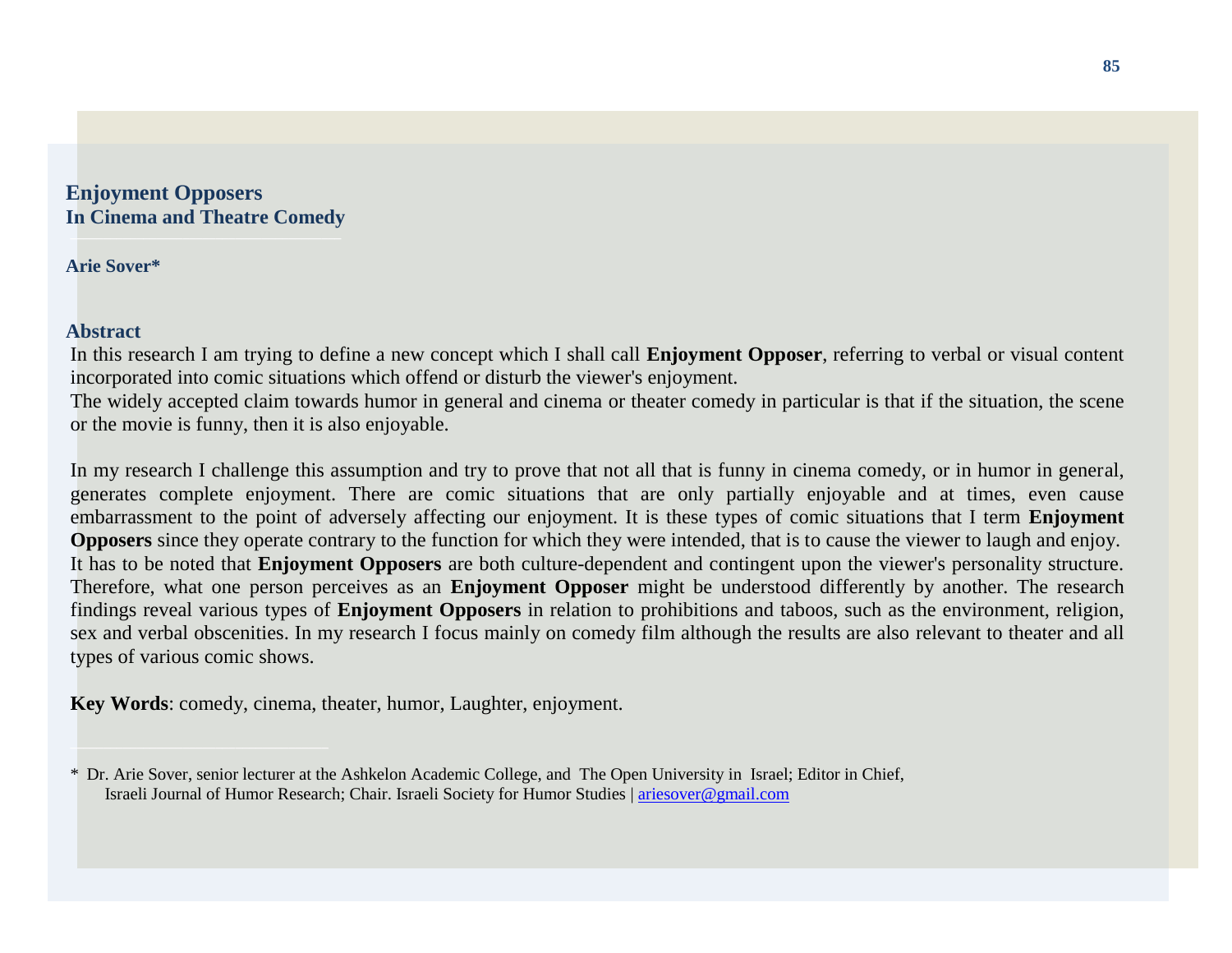# Enjoyment Opposers
## In Cinema and Theatre Comedy

**Arie Sover***

### Abstract

In this research I am trying to define a new concept which I shall call **Enjoyment Opposer**, referring to verbal or visual content incorporated into comic situations which offend or disturb the viewer's enjoyment.

The widely accepted claim towards humor in general and cinema or theater comedy in particular is that if the situation, the scene or the movie is funny, then it is also enjoyable.

In my research I challenge this assumption and try to prove that not all that is funny in cinema comedy, or in humor in general, generates complete enjoyment. There are comic situations that are only partially enjoyable and at times, even cause embarrassment to the point of adversely affecting our enjoyment. It is these types of comic situations that I term **Enjoyment Opposers** since they operate contrary to the function for which they were intended, that is to cause the viewer to laugh and enjoy. It has to be noted that **Enjoyment Opposers** are both culture-dependent and contingent upon the viewer's personality structure. Therefore, what one person perceives as an **Enjoyment Opposer** might be understood differently by another. The research findings reveal various types of **Enjoyment Opposers** in relation to prohibitions and taboos, such as the environment, religion, sex and verbal obscenities. In my research I focus mainly on comedy film although the results are also relevant to theater and all types of various comic shows.

**Key Words**: comedy, cinema, theater, humor, Laughter, enjoyment.

---

* Dr. Arie Sover, senior lecturer at the Ashkelon Academic College, and The Open University in Israel; Editor in Chief, Israeli Journal of Humor Research; Chair. Israeli Society for Humor Studies | ariesover@gmail.com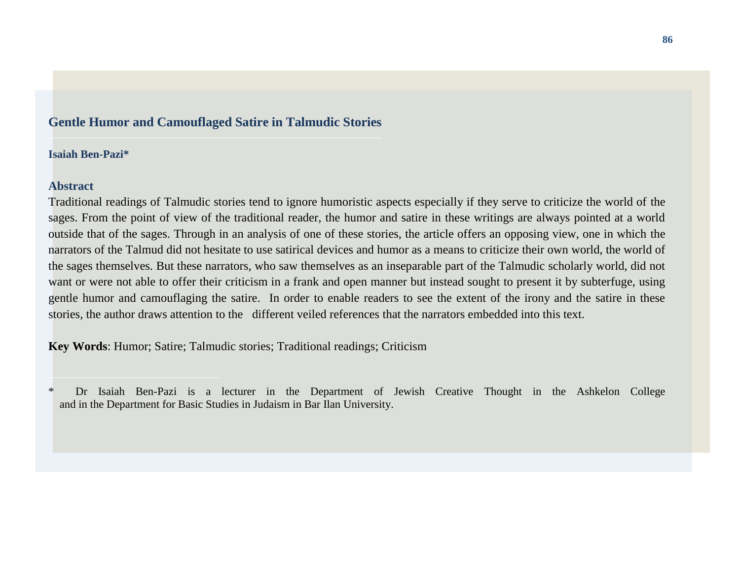## Gentle Humor and Camouflaged Satire in Talmudic Stories

**Isaiah Ben-Pazi***

### Abstract

Traditional readings of Talmudic stories tend to ignore humoristic aspects especially if they serve to criticize the world of the sages. From the point of view of the traditional reader, the humor and satire in these writings are always pointed at a world outside that of the sages. Through in an analysis of one of these stories, the article offers an opposing view, one in which the narrators of the Talmud did not hesitate to use satirical devices and humor as a means to criticize their own world, the world of the sages themselves. But these narrators, who saw themselves as an inseparable part of the Talmudic scholarly world, did not want or were not able to offer their criticism in a frank and open manner but instead sought to present it by subterfuge, using gentle humor and camouflaging the satire. In order to enable readers to see the extent of the irony and the satire in these stories, the author draws attention to the different veiled references that the narrators embedded into this text.

**Key Words**: Humor; Satire; Talmudic stories; Traditional readings; Criticism

---

* Dr Isaiah Ben-Pazi is a lecturer in the Department of Jewish Creative Thought in the Ashkelon College and in the Department for Basic Studies in Judaism in Bar Ilan University.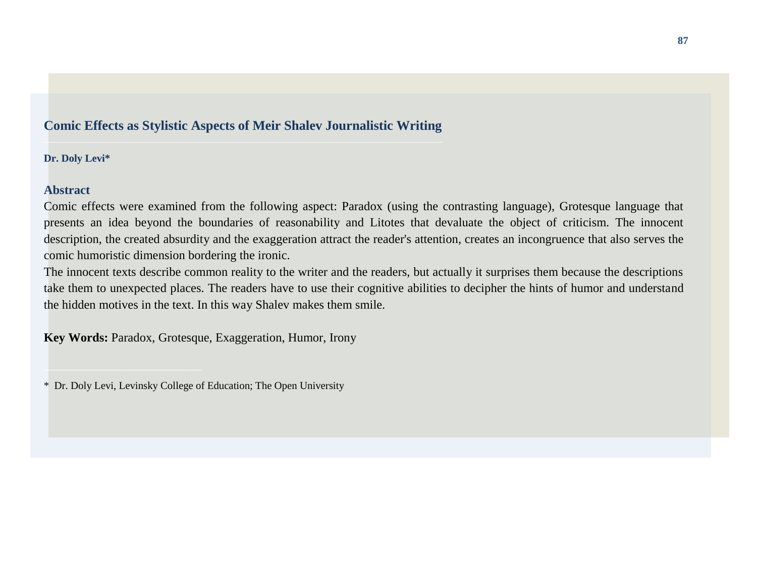# Comic Effects as Stylistic Aspects of Meir Shalev Journalistic Writing

**Dr. Doly Levi***

## Abstract

Comic effects were examined from the following aspect: Paradox (using the contrasting language), Grotesque language that presents an idea beyond the boundaries of reasonability and Litotes that devaluate the object of criticism. The innocent description, the created absurdity and the exaggeration attract the reader's attention, creates an incongruence that also serves the comic humoristic dimension bordering the ironic.

The innocent texts describe common reality to the writer and the readers, but actually it surprises them because the descriptions take them to unexpected places. The readers have to use their cognitive abilities to decipher the hints of humor and understand the hidden motives in the text. In this way Shalev makes them smile.

**Key Words:** Paradox, Grotesque, Exaggeration, Humor, Irony

---

* Dr. Doly Levi, Levinsky College of Education; The Open University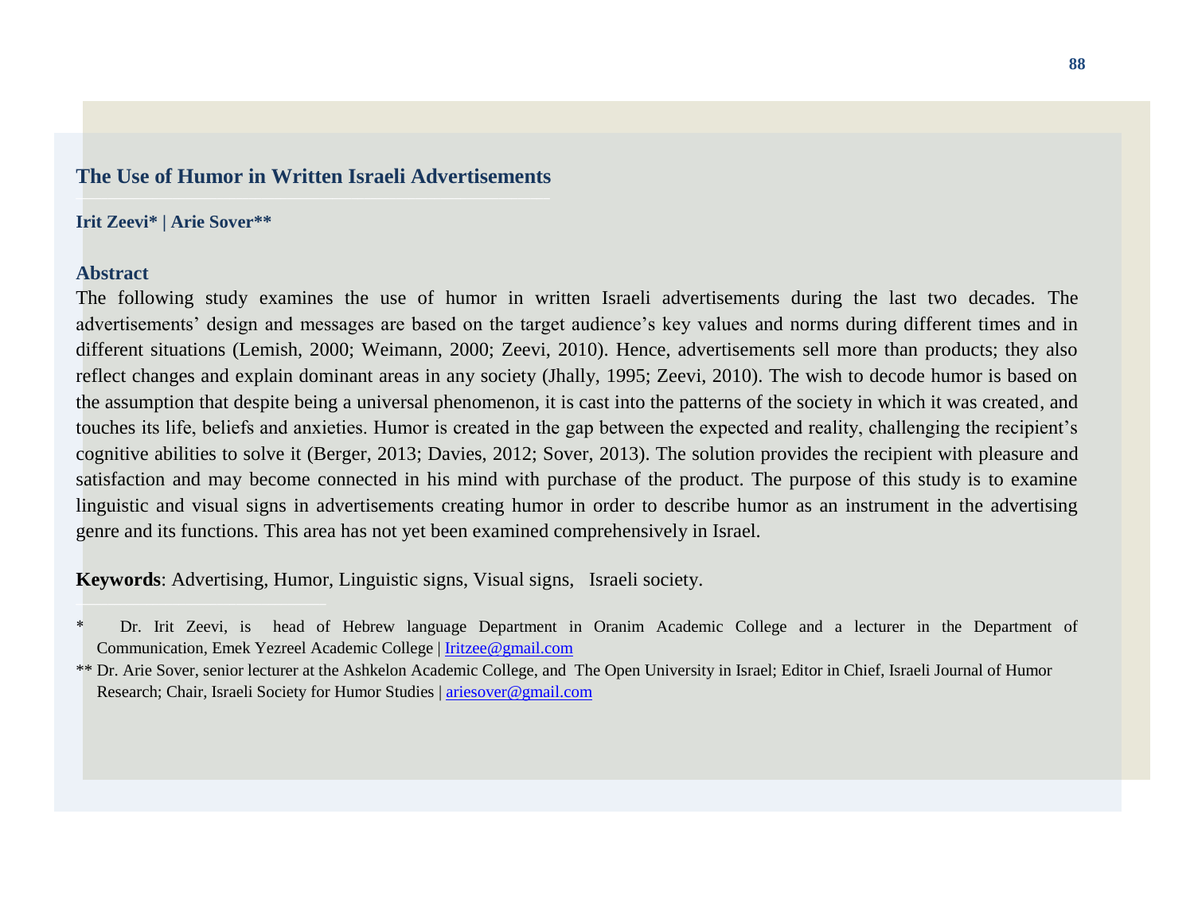# The Use of Humor in Written Israeli Advertisements

**Irit Zeevi* | Arie Sover****

## Abstract

The following study examines the use of humor in written Israeli advertisements during the last two decades. The advertisements' design and messages are based on the target audience's key values and norms during different times and in different situations (Lemish, 2000; Weimann, 2000; Zeevi, 2010). Hence, advertisements sell more than products; they also reflect changes and explain dominant areas in any society (Jhally, 1995; Zeevi, 2010). The wish to decode humor is based on the assumption that despite being a universal phenomenon, it is cast into the patterns of the society in which it was created, and touches its life, beliefs and anxieties. Humor is created in the gap between the expected and reality, challenging the recipient's cognitive abilities to solve it (Berger, 2013; Davies, 2012; Sover, 2013). The solution provides the recipient with pleasure and satisfaction and may become connected in his mind with purchase of the product. The purpose of this study is to examine linguistic and visual signs in advertisements creating humor in order to describe humor as an instrument in the advertising genre and its functions. This area has not yet been examined comprehensively in Israel.

**Keywords**: Advertising, Humor, Linguistic signs, Visual signs, Israeli society.

---

\* Dr. Irit Zeevi, is head of Hebrew language Department in Oranim Academic College and a lecturer in the Department of Communication, Emek Yezreel Academic College | Iritzee@gmail.com

** Dr. Arie Sover, senior lecturer at the Ashkelon Academic College, and The Open University in Israel; Editor in Chief, Israeli Journal of Humor Research; Chair, Israeli Society for Humor Studies | ariesover@gmail.com